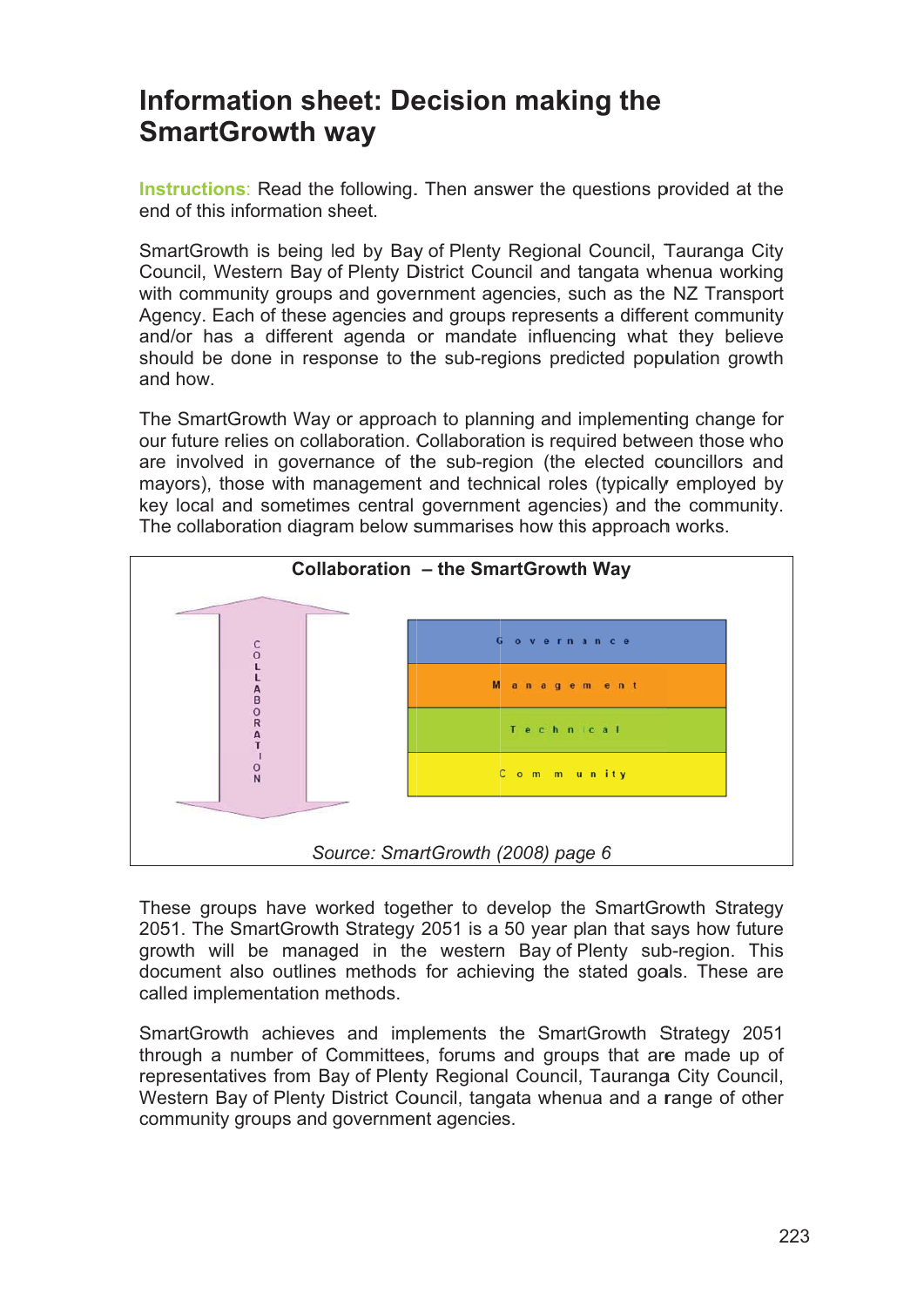# Information sheet: Decision making the SmartGrowth way

**Instructions**: Read the following. Then answer the questions provided at the end of this information sheet.

SmartGrowth is being led by Bay of Plenty Regional Council, Tauranga City Council, Western Bay of Plenty District Council and tangata whenua working with community groups and government agencies, such as the NZ Transport Agency. Each of these agencies and groups represents a different community and/or has a different agenda or mandate influencing what they believe should be done in response to the sub-regions predicted population growth and how.

The SmartGrowth Way or approach to planning and implementing change for our future relies on collaboration. Collaboration is required between those who are involved in governance of the sub-region (the elected councillors and mayors), those with management and technical roles (typically employed by key local and sometimes central government agencies) and the community. The collaboration diagram below summarises how this approach works.

**Collaboration – the SmartGrowth Way**

COLLABORATION

Governance

Management

Technical

Community

*Source: SmartGrowth (2008) page 6*

These groups have worked together to develop the SmartGrowth Strategy 2051. The SmartGrowth Strategy 2051 is a 50 year plan that says how future growth will be managed in the western Bay of Plenty sub-region. This document also outlines methods for achieving the stated goals. These are called implementation methods.

SmartGrowth achieves and implements the SmartGrowth Strategy 2051 through a number of Committees, forums and groups that are made up of representatives from Bay of Plenty Regional Council, Tauranga City Council, Western Bay of Plenty District Council, tangata whenua and a range of other community groups and government agencies.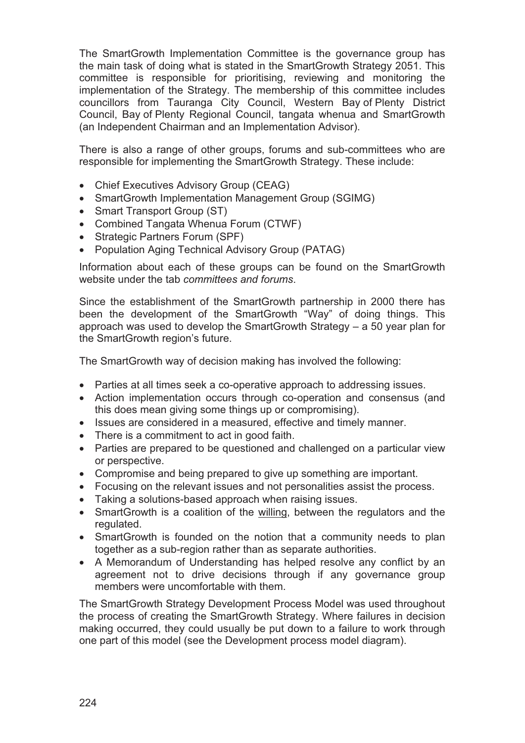The SmartGrowth Implementation Committee is the governance group has the main task of doing what is stated in the SmartGrowth Strategy 2051. This committee is responsible for prioritising, reviewing and monitoring the implementation of the Strategy. The membership of this committee includes councillors from Tauranga City Council, Western Bay of Plenty District Council, Bay of Plenty Regional Council, tangata whenua and SmartGrowth (an Independent Chairman and an Implementation Advisor).

There is also a range of other groups, forums and sub-committees who are responsible for implementing the SmartGrowth Strategy. These include:

- Chief Executives Advisory Group (CEAG)
- SmartGrowth Implementation Management Group (SGIMG)
- Smart Transport Group (ST)
- Combined Tangata Whenua Forum (CTWF)
- Strategic Partners Forum (SPF)
- Population Aging Technical Advisory Group (PATAG)

Information about each of these groups can be found on the SmartGrowth website under the tab *committees and forums*.

Since the establishment of the SmartGrowth partnership in 2000 there has been the development of the SmartGrowth "Way" of doing things. This approach was used to develop the SmartGrowth Strategy – a 50 year plan for the SmartGrowth region's future.

The SmartGrowth way of decision making has involved the following:

- Parties at all times seek a co-operative approach to addressing issues.
- Action implementation occurs through co-operation and consensus (and this does mean giving some things up or compromising).
- Issues are considered in a measured, effective and timely manner.
- There is a commitment to act in good faith.
- Parties are prepared to be questioned and challenged on a particular view or perspective.
- Compromise and being prepared to give up something are important.
- Focusing on the relevant issues and not personalities assist the process.
- Taking a solutions-based approach when raising issues.
- SmartGrowth is a coalition of the willing, between the regulators and the regulated.
- SmartGrowth is founded on the notion that a community needs to plan together as a sub-region rather than as separate authorities.
- A Memorandum of Understanding has helped resolve any conflict by an agreement not to drive decisions through if any governance group members were uncomfortable with them.

The SmartGrowth Strategy Development Process Model was used throughout the process of creating the SmartGrowth Strategy. Where failures in decision making occurred, they could usually be put down to a failure to work through one part of this model (see the Development process model diagram).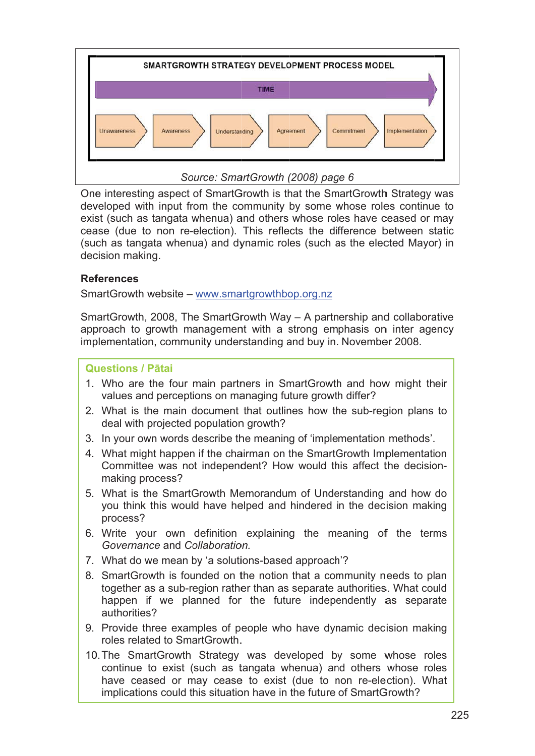SMARTGROWTH STRATEGY DEVELOPMENT PROCESS MODEL

TIME

Unawareness

Awareness

Understanding

Agreement

Commitment

Implementation

*Source: SmartGrowth (2008) page 6*

One interesting aspect of SmartGrowth is that the SmartGrowth Strategy was developed with input from the community by some whose roles continue to exist (such as tangata whenua) and others whose roles have ceased or may cease (due to non re-election). This reflects the difference between static (such as tangata whenua) and dynamic roles (such as the elected Mayor) in decision making.

## References

SmartGrowth website – [www.smartgrowthbop.org.nz](http://www.smartgrowthbop.org.nz)

SmartGrowth, 2008, The SmartGrowth Way – A partnership and collaborative approach to growth management with a strong emphasis on inter agency implementation, community understanding and buy in. November 2008.

### Questions / Pātai

1. Who are the four main partners in SmartGrowth and how might their values and perceptions on managing future growth differ?
2. What is the main document that outlines how the sub-region plans to deal with projected population growth?
3. In your own words describe the meaning of 'implementation methods'.
4. What might happen if the chairman on the SmartGrowth Implementation Committee was not independent? How would this affect the decision-making process?
5. What is the SmartGrowth Memorandum of Understanding and how do you think this would have helped and hindered in the decision making process?
6. Write your own definition explaining the meaning of the terms *Governance* and *Collaboration.*
7. What do we mean by 'a solutions-based approach'?
8. SmartGrowth is founded on the notion that a community needs to plan together as a sub-region rather than as separate authorities. What could happen if we planned for the future independently as separate authorities?
9. Provide three examples of people who have dynamic decision making roles related to SmartGrowth.
10. The SmartGrowth Strategy was developed by some whose roles continue to exist (such as tangata whenua) and others whose roles have ceased or may cease to exist (due to non re-election). What implications could this situation have in the future of SmartGrowth?